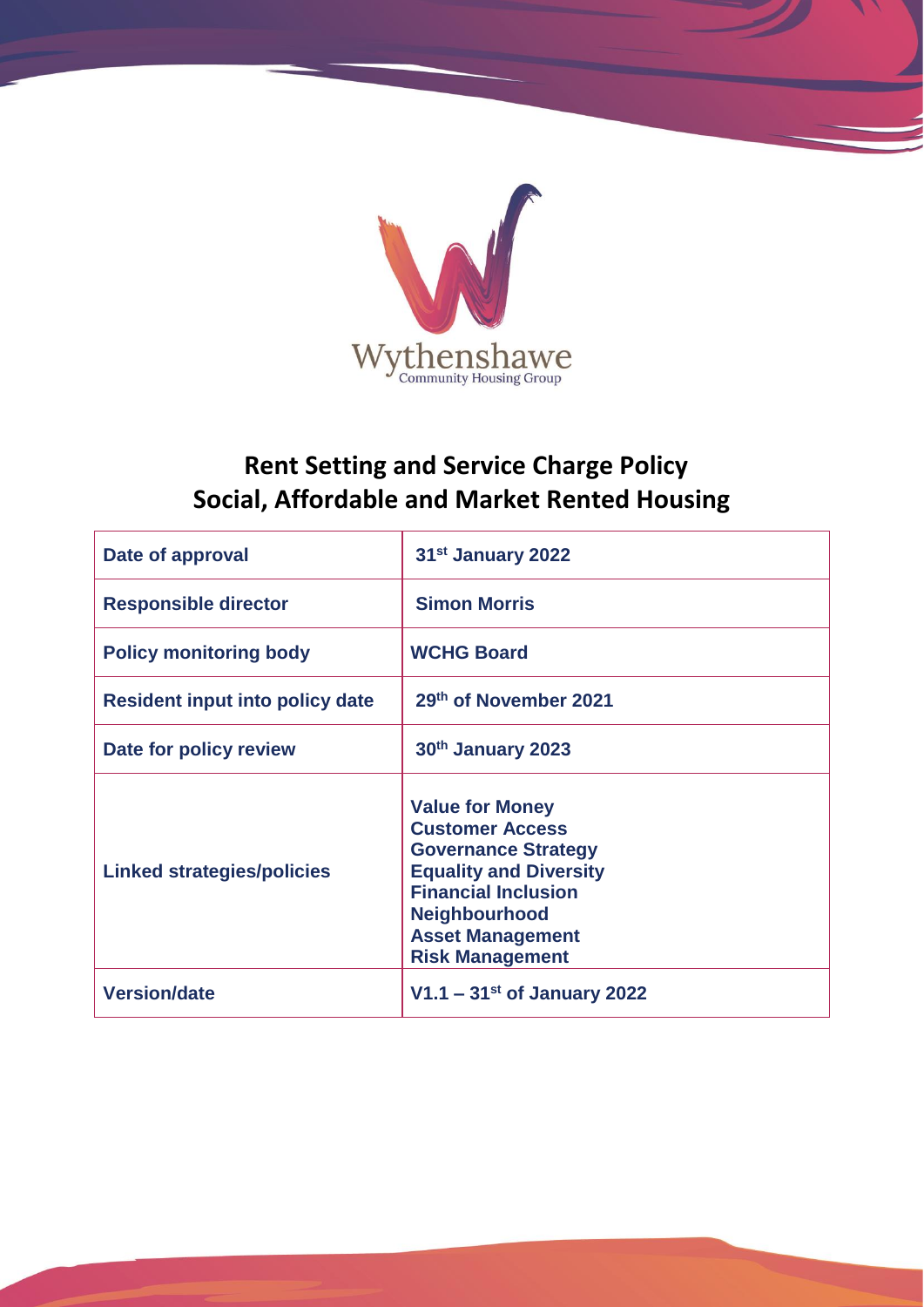Wythenshawe
Community Housing Group

# Rent Setting and Service Charge Policy
# Social, Affordable and Market Rented Housing

| | |
|---|---|
| **Date of approval** | **31st January 2022** |
| **Responsible director** | **Simon Morris** |
| **Policy monitoring body** | **WCHG Board** |
| **Resident input into policy date** | **29th of November 2021** |
| **Date for policy review** | **30th January 2023** |
| **Linked strategies/policies** | **Value for Money**<br>**Customer Access**<br>**Governance Strategy**<br>**Equality and Diversity**<br>**Financial Inclusion**<br>**Neighbourhood**<br>**Asset Management**<br>**Risk Management** |
| **Version/date** | **V1.1 – 31st of January 2022** |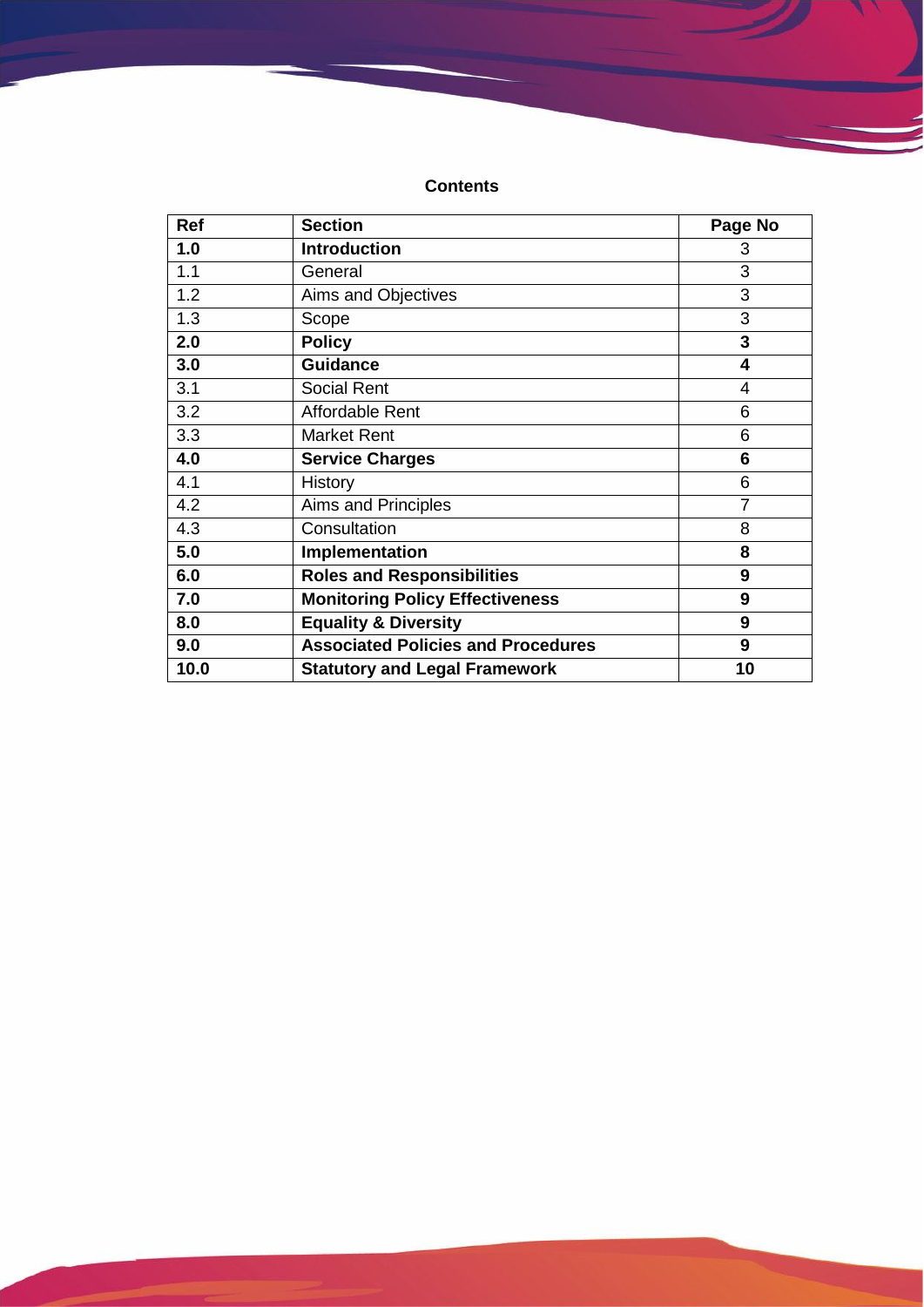## Contents

| Ref | Section | Page No |
|---|---|---|
| **1.0** | **Introduction** | 3 |
| 1.1 | General | 3 |
| 1.2 | Aims and Objectives | 3 |
| 1.3 | Scope | 3 |
| **2.0** | **Policy** | **3** |
| **3.0** | **Guidance** | **4** |
| 3.1 | Social Rent | 4 |
| 3.2 | Affordable Rent | 6 |
| 3.3 | Market Rent | 6 |
| **4.0** | **Service Charges** | **6** |
| 4.1 | History | 6 |
| 4.2 | Aims and Principles | 7 |
| 4.3 | Consultation | 8 |
| **5.0** | **Implementation** | **8** |
| **6.0** | **Roles and Responsibilities** | **9** |
| **7.0** | **Monitoring Policy Effectiveness** | **9** |
| **8.0** | **Equality & Diversity** | **9** |
| **9.0** | **Associated Policies and Procedures** | **9** |
| **10.0** | **Statutory and Legal Framework** | **10** |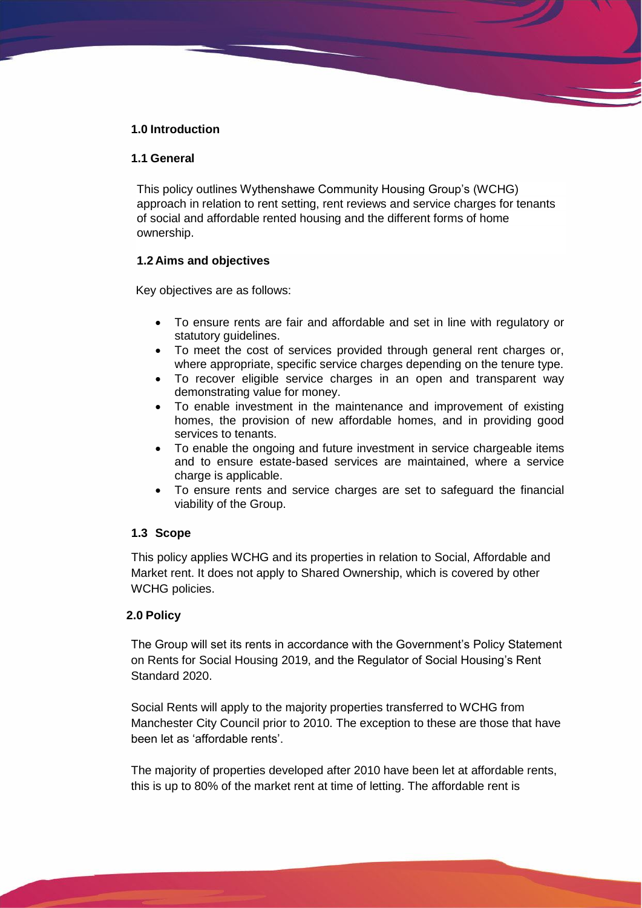## 1.0 Introduction

### 1.1 General

This policy outlines Wythenshawe Community Housing Group's (WCHG) approach in relation to rent setting, rent reviews and service charges for tenants of social and affordable rented housing and the different forms of home ownership.

### 1.2 Aims and objectives

Key objectives are as follows:

- To ensure rents are fair and affordable and set in line with regulatory or statutory guidelines.
- To meet the cost of services provided through general rent charges or, where appropriate, specific service charges depending on the tenure type.
- To recover eligible service charges in an open and transparent way demonstrating value for money.
- To enable investment in the maintenance and improvement of existing homes, the provision of new affordable homes, and in providing good services to tenants.
- To enable the ongoing and future investment in service chargeable items and to ensure estate-based services are maintained, where a service charge is applicable.
- To ensure rents and service charges are set to safeguard the financial viability of the Group.

### 1.3 Scope

This policy applies WCHG and its properties in relation to Social, Affordable and Market rent. It does not apply to Shared Ownership, which is covered by other WCHG policies.

## 2.0 Policy

The Group will set its rents in accordance with the Government's Policy Statement on Rents for Social Housing 2019, and the Regulator of Social Housing's Rent Standard 2020.

Social Rents will apply to the majority properties transferred to WCHG from Manchester City Council prior to 2010. The exception to these are those that have been let as 'affordable rents'.

The majority of properties developed after 2010 have been let at affordable rents, this is up to 80% of the market rent at time of letting. The affordable rent is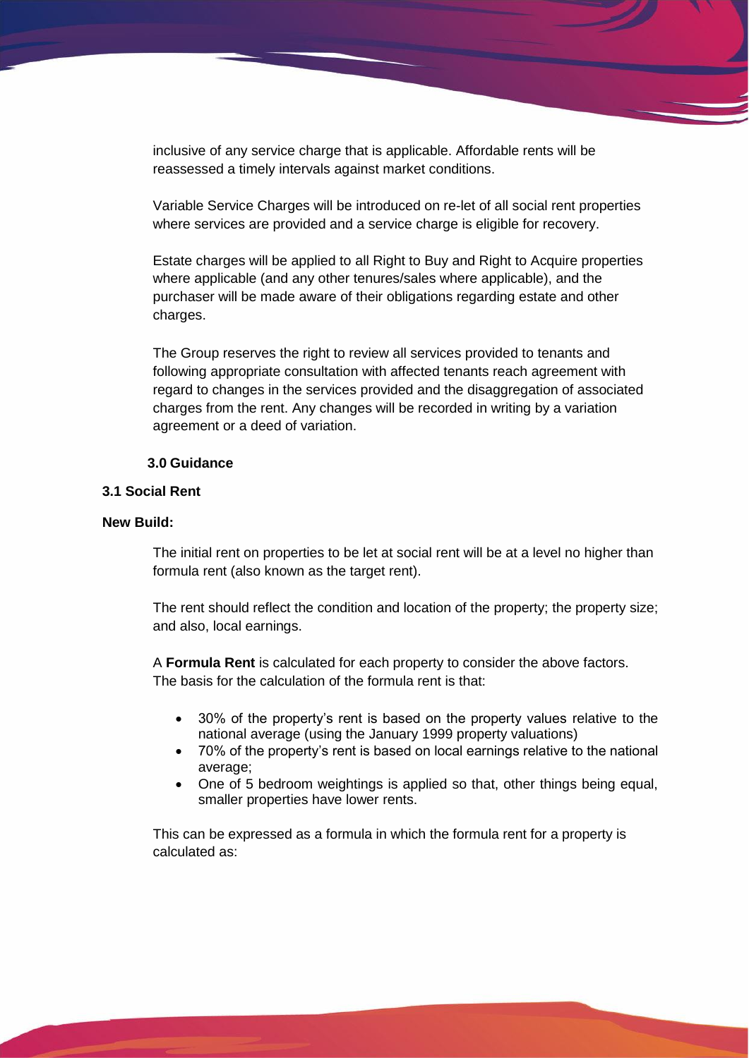inclusive of any service charge that is applicable. Affordable rents will be reassessed a timely intervals against market conditions.

Variable Service Charges will be introduced on re-let of all social rent properties where services are provided and a service charge is eligible for recovery.

Estate charges will be applied to all Right to Buy and Right to Acquire properties where applicable (and any other tenures/sales where applicable), and the purchaser will be made aware of their obligations regarding estate and other charges.

The Group reserves the right to review all services provided to tenants and following appropriate consultation with affected tenants reach agreement with regard to changes in the services provided and the disaggregation of associated charges from the rent. Any changes will be recorded in writing by a variation agreement or a deed of variation.

## 3.0 Guidance

### 3.1 Social Rent

**New Build:**

The initial rent on properties to be let at social rent will be at a level no higher than formula rent (also known as the target rent).

The rent should reflect the condition and location of the property; the property size; and also, local earnings.

A **Formula Rent** is calculated for each property to consider the above factors. The basis for the calculation of the formula rent is that:

- 30% of the property's rent is based on the property values relative to the national average (using the January 1999 property valuations)
- 70% of the property's rent is based on local earnings relative to the national average;
- One of 5 bedroom weightings is applied so that, other things being equal, smaller properties have lower rents.

This can be expressed as a formula in which the formula rent for a property is calculated as: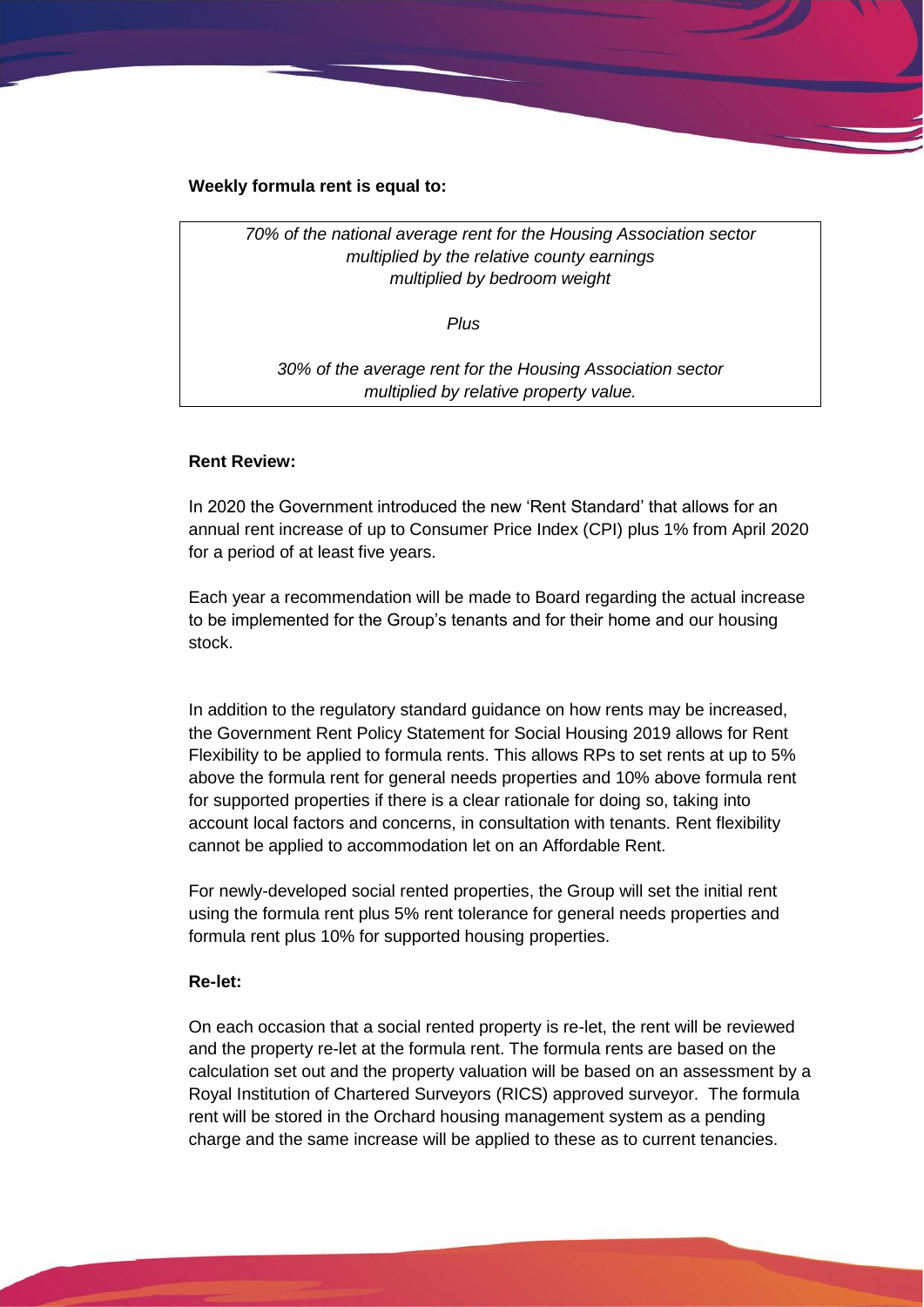**Weekly formula rent is equal to:**

> *70% of the national average rent for the Housing Association sector*
> *multiplied by the relative county earnings*
> *multiplied by bedroom weight*
>
> *Plus*
>
> *30% of the average rent for the Housing Association sector*
> *multiplied by relative property value.*

**Rent Review:**

In 2020 the Government introduced the new 'Rent Standard' that allows for an annual rent increase of up to Consumer Price Index (CPI) plus 1% from April 2020 for a period of at least five years.

Each year a recommendation will be made to Board regarding the actual increase to be implemented for the Group's tenants and for their home and our housing stock.

In addition to the regulatory standard guidance on how rents may be increased, the Government Rent Policy Statement for Social Housing 2019 allows for Rent Flexibility to be applied to formula rents. This allows RPs to set rents at up to 5% above the formula rent for general needs properties and 10% above formula rent for supported properties if there is a clear rationale for doing so, taking into account local factors and concerns, in consultation with tenants. Rent flexibility cannot be applied to accommodation let on an Affordable Rent.

For newly-developed social rented properties, the Group will set the initial rent using the formula rent plus 5% rent tolerance for general needs properties and formula rent plus 10% for supported housing properties.

**Re-let:**

On each occasion that a social rented property is re-let, the rent will be reviewed and the property re-let at the formula rent. The formula rents are based on the calculation set out and the property valuation will be based on an assessment by a Royal Institution of Chartered Surveyors (RICS) approved surveyor. The formula rent will be stored in the Orchard housing management system as a pending charge and the same increase will be applied to these as to current tenancies.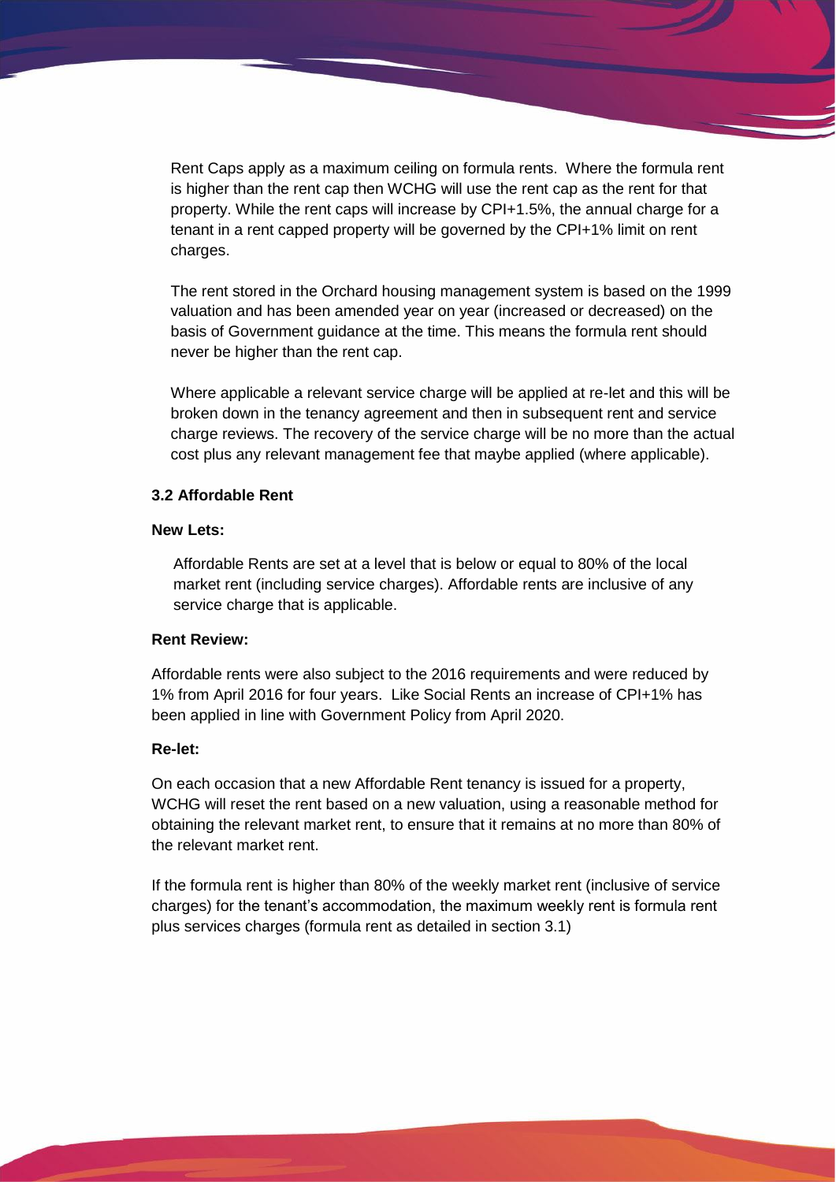Rent Caps apply as a maximum ceiling on formula rents. Where the formula rent is higher than the rent cap then WCHG will use the rent cap as the rent for that property. While the rent caps will increase by CPI+1.5%, the annual charge for a tenant in a rent capped property will be governed by the CPI+1% limit on rent charges.

The rent stored in the Orchard housing management system is based on the 1999 valuation and has been amended year on year (increased or decreased) on the basis of Government guidance at the time. This means the formula rent should never be higher than the rent cap.

Where applicable a relevant service charge will be applied at re-let and this will be broken down in the tenancy agreement and then in subsequent rent and service charge reviews. The recovery of the service charge will be no more than the actual cost plus any relevant management fee that maybe applied (where applicable).

### 3.2 Affordable Rent

**New Lets:**

Affordable Rents are set at a level that is below or equal to 80% of the local market rent (including service charges). Affordable rents are inclusive of any service charge that is applicable.

**Rent Review:**

Affordable rents were also subject to the 2016 requirements and were reduced by 1% from April 2016 for four years. Like Social Rents an increase of CPI+1% has been applied in line with Government Policy from April 2020.

**Re-let:**

On each occasion that a new Affordable Rent tenancy is issued for a property, WCHG will reset the rent based on a new valuation, using a reasonable method for obtaining the relevant market rent, to ensure that it remains at no more than 80% of the relevant market rent.

If the formula rent is higher than 80% of the weekly market rent (inclusive of service charges) for the tenant's accommodation, the maximum weekly rent is formula rent plus services charges (formula rent as detailed in section 3.1)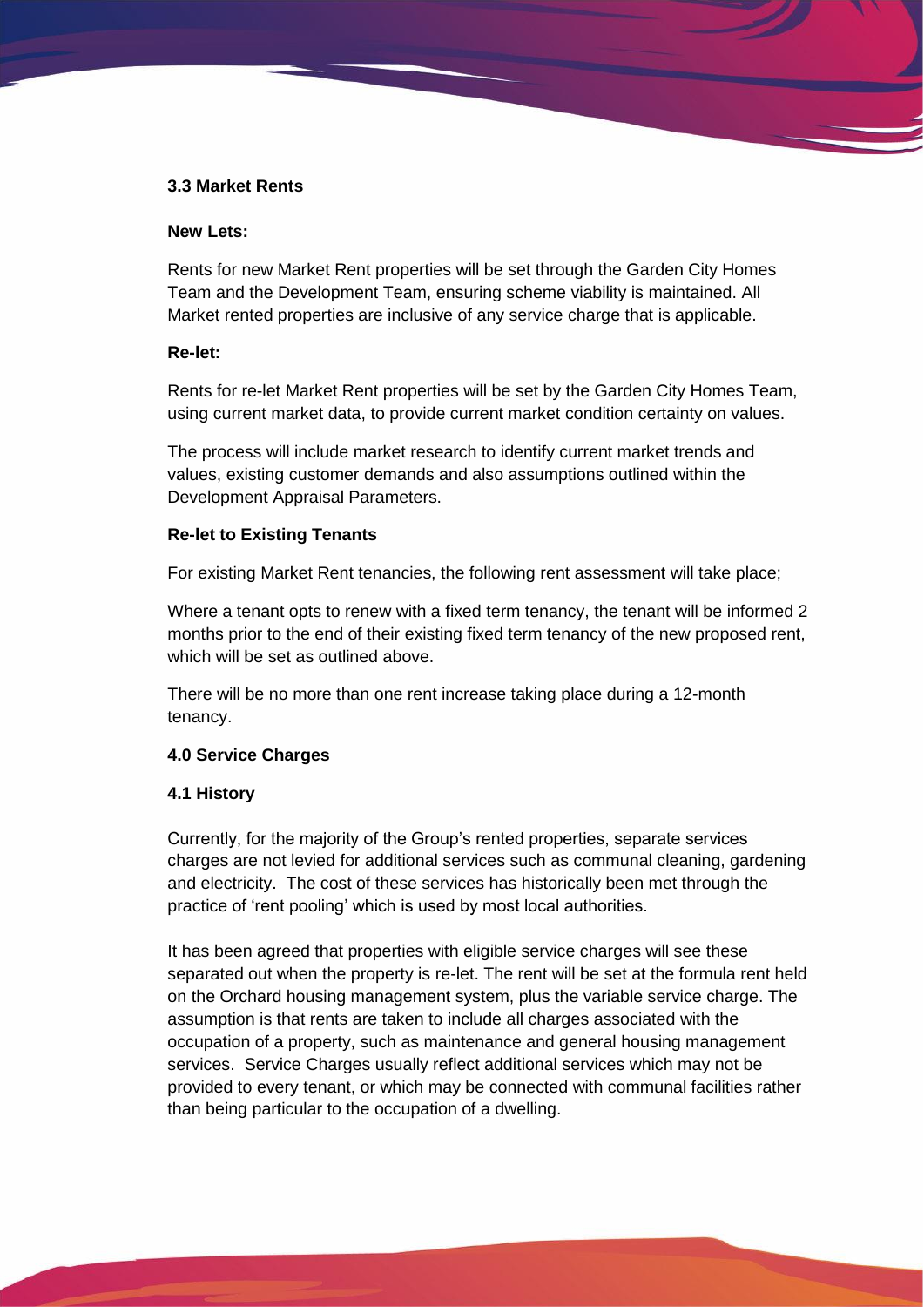### 3.3 Market Rents

**New Lets:**

Rents for new Market Rent properties will be set through the Garden City Homes Team and the Development Team, ensuring scheme viability is maintained. All Market rented properties are inclusive of any service charge that is applicable.

**Re-let:**

Rents for re-let Market Rent properties will be set by the Garden City Homes Team, using current market data, to provide current market condition certainty on values.

The process will include market research to identify current market trends and values, existing customer demands and also assumptions outlined within the Development Appraisal Parameters.

**Re-let to Existing Tenants**

For existing Market Rent tenancies, the following rent assessment will take place;

Where a tenant opts to renew with a fixed term tenancy, the tenant will be informed 2 months prior to the end of their existing fixed term tenancy of the new proposed rent, which will be set as outlined above.

There will be no more than one rent increase taking place during a 12-month tenancy.

## 4.0 Service Charges

### 4.1 History

Currently, for the majority of the Group's rented properties, separate services charges are not levied for additional services such as communal cleaning, gardening and electricity. The cost of these services has historically been met through the practice of 'rent pooling' which is used by most local authorities.

It has been agreed that properties with eligible service charges will see these separated out when the property is re-let. The rent will be set at the formula rent held on the Orchard housing management system, plus the variable service charge. The assumption is that rents are taken to include all charges associated with the occupation of a property, such as maintenance and general housing management services. Service Charges usually reflect additional services which may not be provided to every tenant, or which may be connected with communal facilities rather than being particular to the occupation of a dwelling.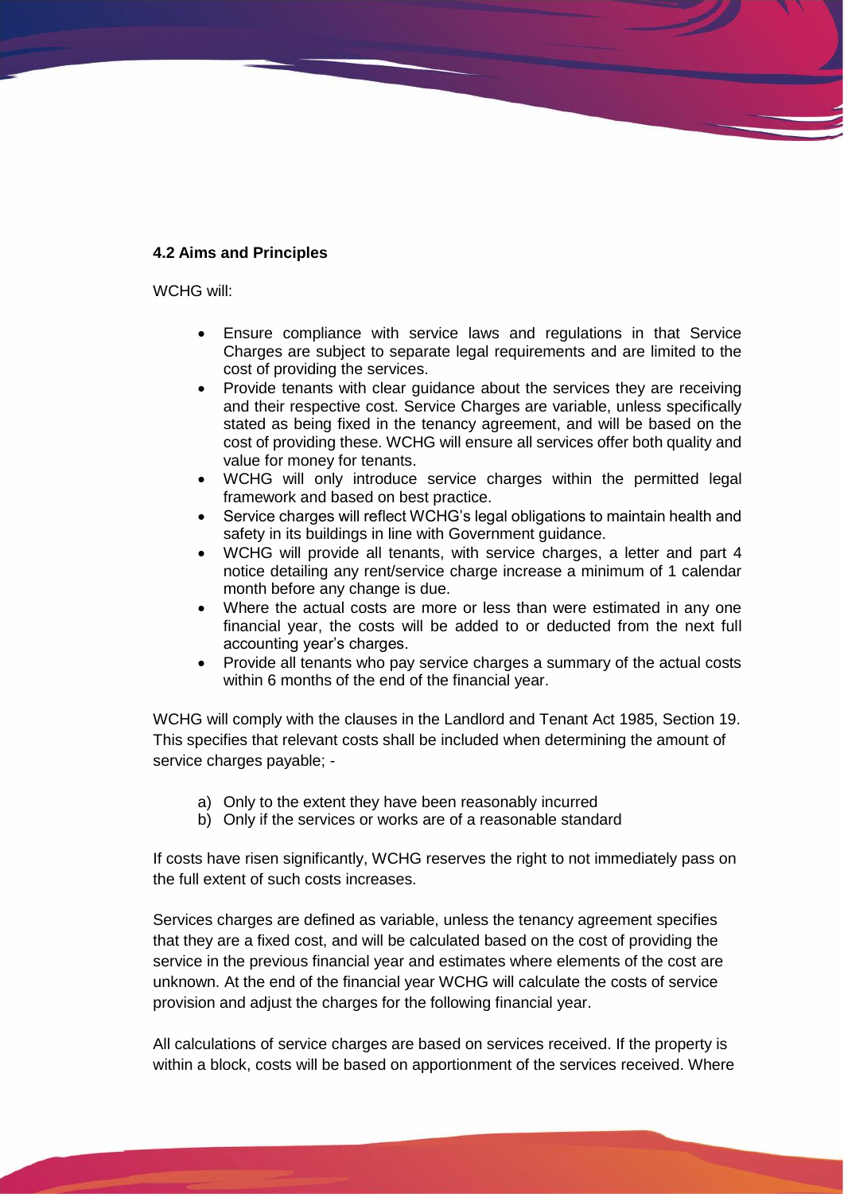**4.2 Aims and Principles**

WCHG will:

- Ensure compliance with service laws and regulations in that Service Charges are subject to separate legal requirements and are limited to the cost of providing the services.
- Provide tenants with clear guidance about the services they are receiving and their respective cost. Service Charges are variable, unless specifically stated as being fixed in the tenancy agreement, and will be based on the cost of providing these. WCHG will ensure all services offer both quality and value for money for tenants.
- WCHG will only introduce service charges within the permitted legal framework and based on best practice.
- Service charges will reflect WCHG's legal obligations to maintain health and safety in its buildings in line with Government guidance.
- WCHG will provide all tenants, with service charges, a letter and part 4 notice detailing any rent/service charge increase a minimum of 1 calendar month before any change is due.
- Where the actual costs are more or less than were estimated in any one financial year, the costs will be added to or deducted from the next full accounting year's charges.
- Provide all tenants who pay service charges a summary of the actual costs within 6 months of the end of the financial year.

WCHG will comply with the clauses in the Landlord and Tenant Act 1985, Section 19. This specifies that relevant costs shall be included when determining the amount of service charges payable; -

a) Only to the extent they have been reasonably incurred
b) Only if the services or works are of a reasonable standard

If costs have risen significantly, WCHG reserves the right to not immediately pass on the full extent of such costs increases.

Services charges are defined as variable, unless the tenancy agreement specifies that they are a fixed cost, and will be calculated based on the cost of providing the service in the previous financial year and estimates where elements of the cost are unknown. At the end of the financial year WCHG will calculate the costs of service provision and adjust the charges for the following financial year.

All calculations of service charges are based on services received. If the property is within a block, costs will be based on apportionment of the services received. Where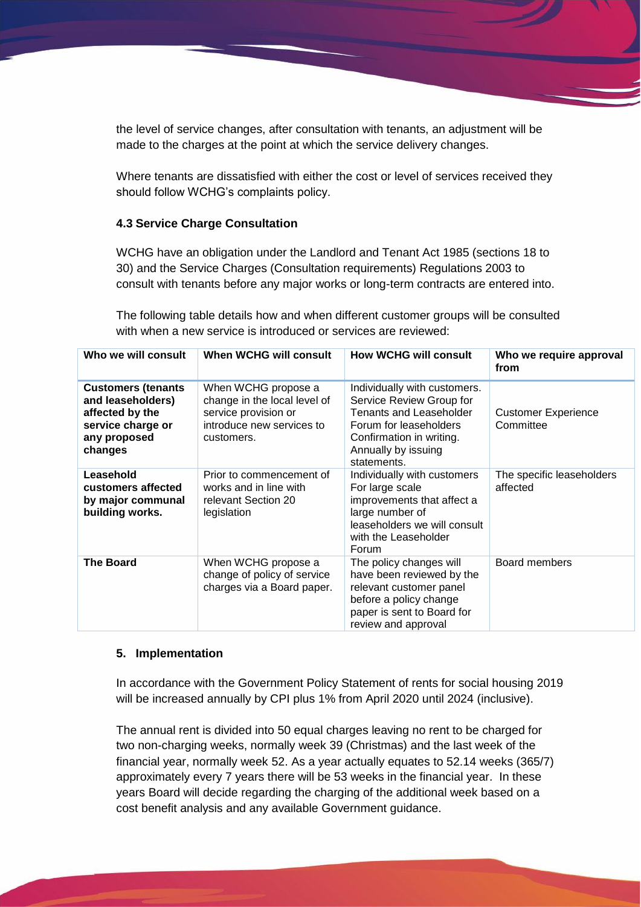the level of service changes, after consultation with tenants, an adjustment will be made to the charges at the point at which the service delivery changes.

Where tenants are dissatisfied with either the cost or level of services received they should follow WCHG's complaints policy.

### 4.3 Service Charge Consultation

WCHG have an obligation under the Landlord and Tenant Act 1985 (sections 18 to 30) and the Service Charges (Consultation requirements) Regulations 2003 to consult with tenants before any major works or long-term contracts are entered into.

The following table details how and when different customer groups will be consulted with when a new service is introduced or services are reviewed:

| Who we will consult | When WCHG will consult | How WCHG will consult | Who we require approval from |
|---|---|---|---|
| **Customers (tenants and leaseholders) affected by the service charge or any proposed changes** | When WCHG propose a change in the local level of service provision or introduce new services to customers. | Individually with customers. Service Review Group for Tenants and Leaseholder Forum for leaseholders Confirmation in writing. Annually by issuing statements. | Customer Experience Committee |
| **Leasehold customers affected by major communal building works.** | Prior to commencement of works and in line with relevant Section 20 legislation | Individually with customers For large scale improvements that affect a large number of leaseholders we will consult with the Leaseholder Forum | The specific leaseholders affected |
| **The Board** | When WCHG propose a change of policy of service charges via a Board paper. | The policy changes will have been reviewed by the relevant customer panel before a policy change paper is sent to Board for review and approval | Board members |

## 5. Implementation

In accordance with the Government Policy Statement of rents for social housing 2019 will be increased annually by CPI plus 1% from April 2020 until 2024 (inclusive).

The annual rent is divided into 50 equal charges leaving no rent to be charged for two non-charging weeks, normally week 39 (Christmas) and the last week of the financial year, normally week 52. As a year actually equates to 52.14 weeks (365/7) approximately every 7 years there will be 53 weeks in the financial year. In these years Board will decide regarding the charging of the additional week based on a cost benefit analysis and any available Government guidance.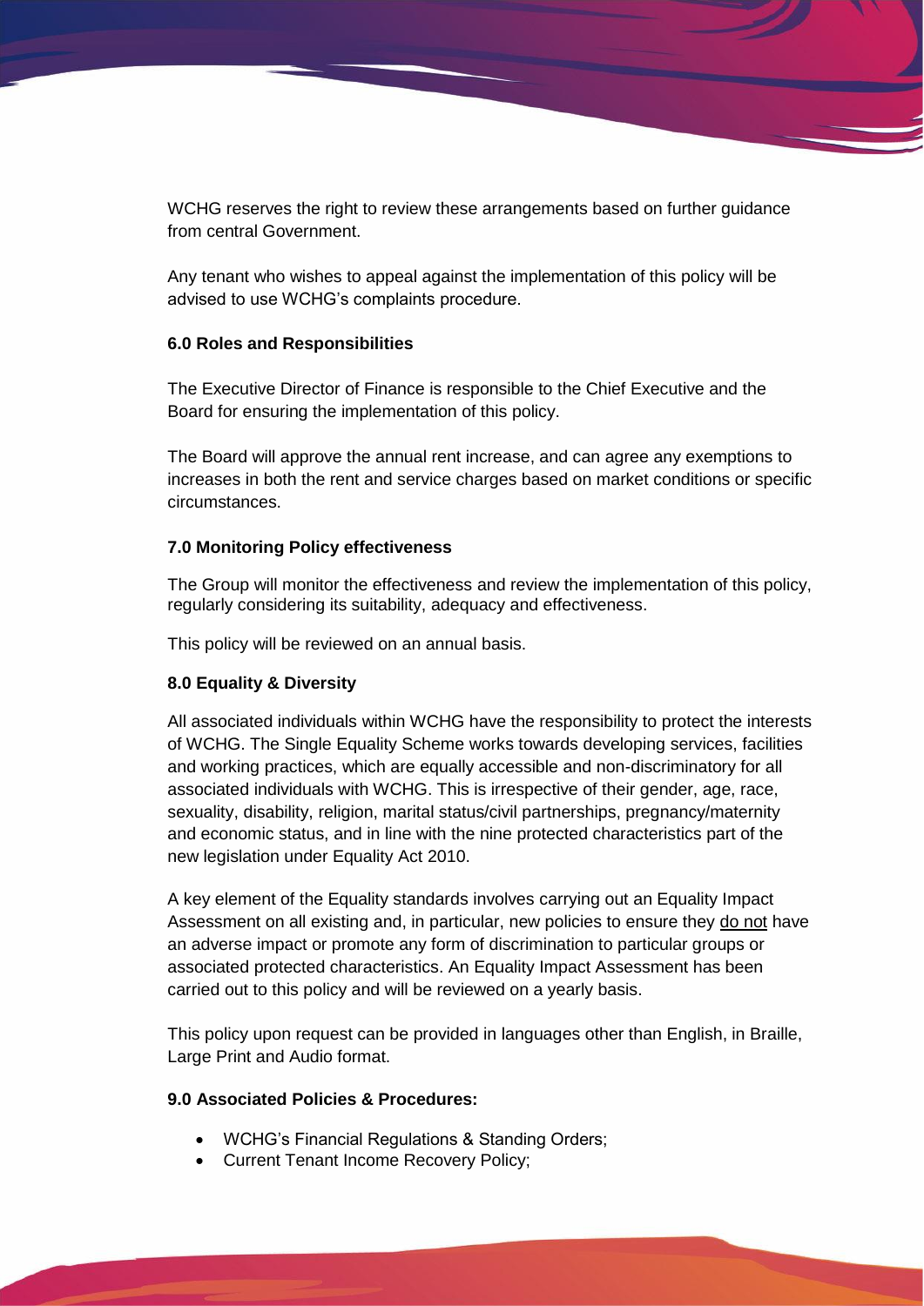WCHG reserves the right to review these arrangements based on further guidance from central Government.

Any tenant who wishes to appeal against the implementation of this policy will be advised to use WCHG's complaints procedure.

**6.0 Roles and Responsibilities**

The Executive Director of Finance is responsible to the Chief Executive and the Board for ensuring the implementation of this policy.

The Board will approve the annual rent increase, and can agree any exemptions to increases in both the rent and service charges based on market conditions or specific circumstances.

**7.0 Monitoring Policy effectiveness**

The Group will monitor the effectiveness and review the implementation of this policy, regularly considering its suitability, adequacy and effectiveness.

This policy will be reviewed on an annual basis.

**8.0 Equality & Diversity**

All associated individuals within WCHG have the responsibility to protect the interests of WCHG. The Single Equality Scheme works towards developing services, facilities and working practices, which are equally accessible and non-discriminatory for all associated individuals with WCHG. This is irrespective of their gender, age, race, sexuality, disability, religion, marital status/civil partnerships, pregnancy/maternity and economic status, and in line with the nine protected characteristics part of the new legislation under Equality Act 2010.

A key element of the Equality standards involves carrying out an Equality Impact Assessment on all existing and, in particular, new policies to ensure they <u>do not</u> have an adverse impact or promote any form of discrimination to particular groups or associated protected characteristics. An Equality Impact Assessment has been carried out to this policy and will be reviewed on a yearly basis.

This policy upon request can be provided in languages other than English, in Braille, Large Print and Audio format.

**9.0 Associated Policies & Procedures:**

- WCHG's Financial Regulations & Standing Orders;
- Current Tenant Income Recovery Policy;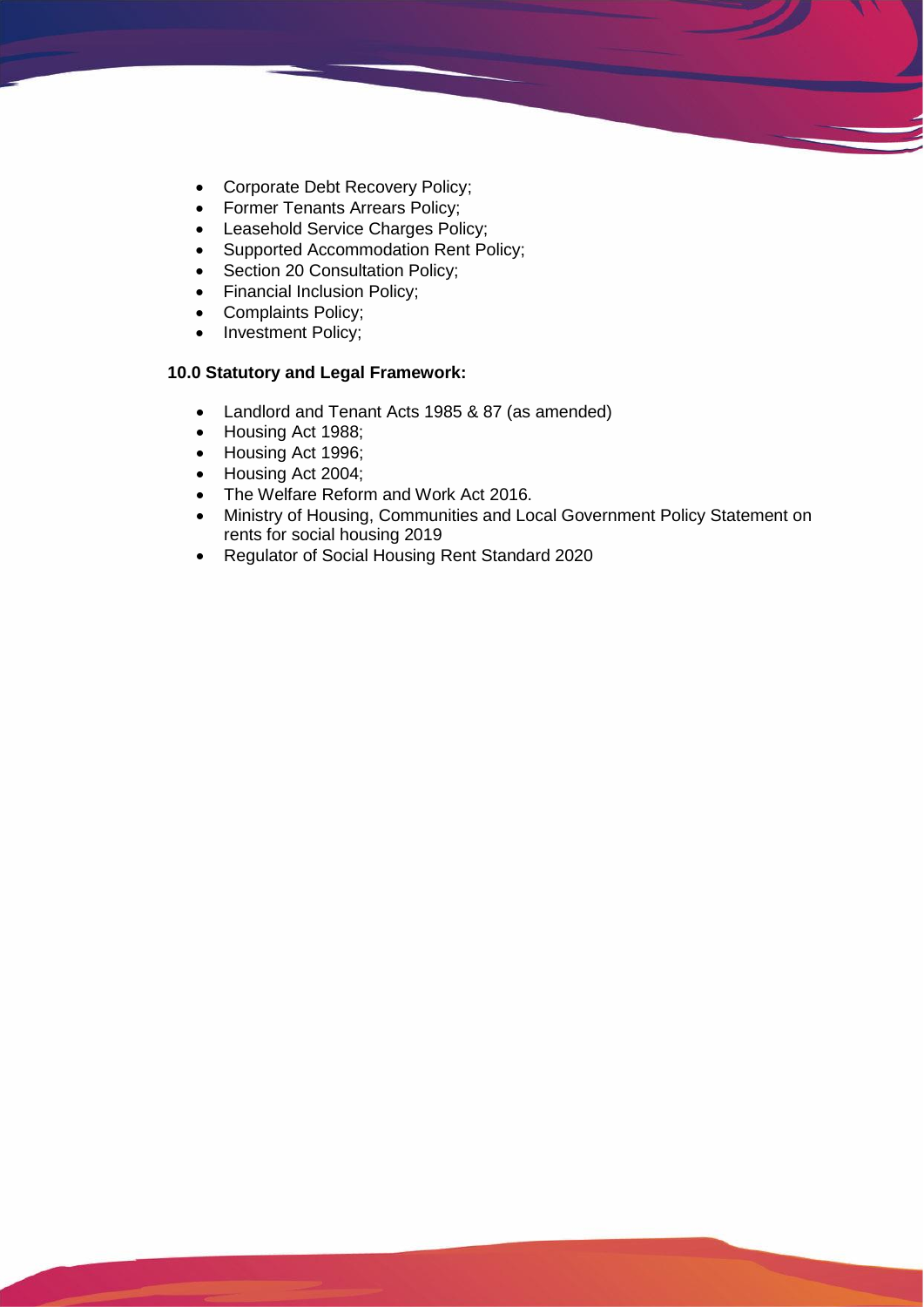- Corporate Debt Recovery Policy;
- Former Tenants Arrears Policy;
- Leasehold Service Charges Policy;
- Supported Accommodation Rent Policy;
- Section 20 Consultation Policy;
- Financial Inclusion Policy;
- Complaints Policy;
- Investment Policy;

**10.0 Statutory and Legal Framework:**

- Landlord and Tenant Acts 1985 & 87 (as amended)
- Housing Act 1988;
- Housing Act 1996;
- Housing Act 2004;
- The Welfare Reform and Work Act 2016.
- Ministry of Housing, Communities and Local Government Policy Statement on rents for social housing 2019
- Regulator of Social Housing Rent Standard 2020